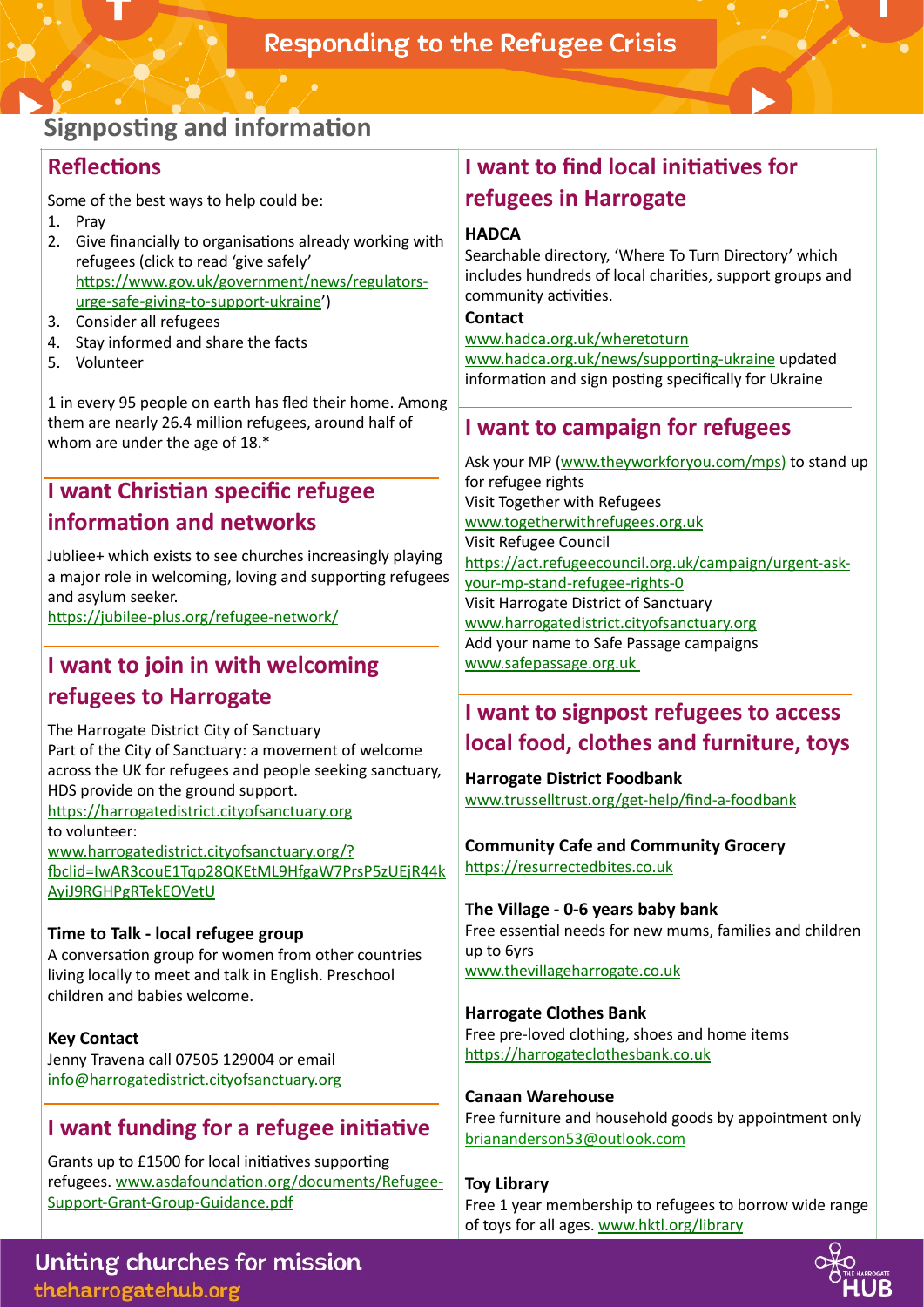# Responding to the Refugee Crisis

## Signposting and information

### Reflections

Some of the best ways to help could be:

1. Pray
2. Give financially to organisations already working with refugees (click to read 'give safely' https://www.gov.uk/government/news/regulators-urge-safe-giving-to-support-ukraine')
3. Consider all refugees
4. Stay informed and share the facts
5. Volunteer

1 in every 95 people on earth has fled their home. Among them are nearly 26.4 million refugees, around half of whom are under the age of 18.*

### I want Christian specific refugee information and networks

Jubliee+ which exists to see churches increasingly playing a major role in welcoming, loving and supporting refugees and asylum seeker.
https://jubilee-plus.org/refugee-network/

### I want to join in with welcoming refugees to Harrogate

The Harrogate District City of Sanctuary
Part of the City of Sanctuary: a movement of welcome across the UK for refugees and people seeking sanctuary, HDS provide on the ground support.
https://harrogatedistrict.cityofsanctuary.org
to volunteer:
www.harrogatedistrict.cityofsanctuary.org/?fbclid=IwAR3couE1Tqp28QKEtML9HfgaW7PrsP5zUEjR44kAyiJ9RGHPgRTekEOVetU

**Time to Talk - local refugee group**
A conversation group for women from other countries living locally to meet and talk in English. Preschool children and babies welcome.

**Key Contact**
Jenny Travena call 07505 129004 or email info@harrogatedistrict.cityofsanctuary.org

### I want funding for a refugee initiative

Grants up to £1500 for local initiatives supporting refugees. www.asdafoundation.org/documents/Refugee-Support-Grant-Group-Guidance.pdf

### I want to find local initiatives for refugees in Harrogate

**HADCA**
Searchable directory, 'Where To Turn Directory' which includes hundreds of local charities, support groups and community activities.

**Contact**
www.hadca.org.uk/wheretoturn
www.hadca.org.uk/news/supporting-ukraine updated information and sign posting specifically for Ukraine

### I want to campaign for refugees

Ask your MP (www.theyworkforyou.com/mps) to stand up for refugee rights
Visit Together with Refugees
www.togetherwithrefugees.org.uk
Visit Refugee Council
https://act.refugeecouncil.org.uk/campaign/urgent-ask-your-mp-stand-refugee-rights-0
Visit Harrogate District of Sanctuary
www.harrogatedistrict.cityofsanctuary.org
Add your name to Safe Passage campaigns
www.safepassage.org.uk

### I want to signpost refugees to access local food, clothes and furniture, toys

**Harrogate District Foodbank**
www.trusselltrust.org/get-help/find-a-foodbank

**Community Cafe and Community Grocery**
https://resurrectedbites.co.uk

**The Village - 0-6 years baby bank**
Free essential needs for new mums, families and children up to 6yrs
www.thevillageharrogate.co.uk

**Harrogate Clothes Bank**
Free pre-loved clothing, shoes and home items
https://harrogateclothesbank.co.uk

**Canaan Warehouse**
Free furniture and household goods by appointment only
briananderson53@outlook.com

**Toy Library**
Free 1 year membership to refugees to borrow wide range of toys for all ages. www.hktl.org/library

Uniting churches for mission
theharrogatehub.org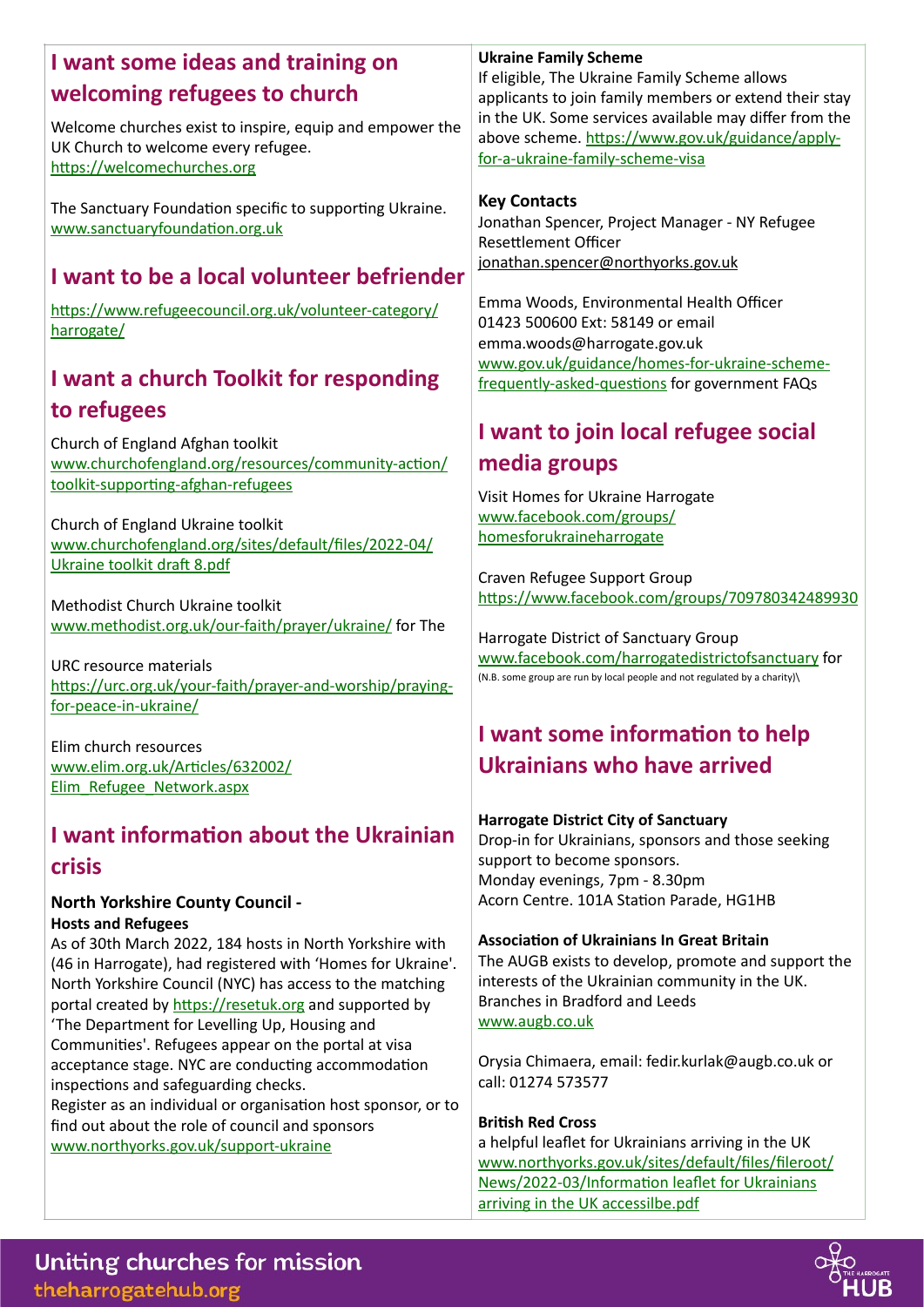## I want some ideas and training on welcoming refugees to church

Welcome churches exist to inspire, equip and empower the UK Church to welcome every refugee.
https://welcomechurches.org

The Sanctuary Foundation specific to supporting Ukraine.
www.sanctuaryfoundation.org.uk

## I want to be a local volunteer befriender

https://www.refugeecouncil.org.uk/volunteer-category/harrogate/

## I want a church Toolkit for responding to refugees

Church of England Afghan toolkit
www.churchofengland.org/resources/community-action/toolkit-supporting-afghan-refugees

Church of England Ukraine toolkit
www.churchofengland.org/sites/default/files/2022-04/Ukraine toolkit draft 8.pdf

Methodist Church Ukraine toolkit
www.methodist.org.uk/our-faith/prayer/ukraine/ for The

URC resource materials
https://urc.org.uk/your-faith/prayer-and-worship/praying-for-peace-in-ukraine/

Elim church resources
www.elim.org.uk/Articles/632002/Elim_Refugee_Network.aspx

## I want information about the Ukrainian crisis

**North Yorkshire County Council - Hosts and Refugees**
As of 30th March 2022, 184 hosts in North Yorkshire with (46 in Harrogate), had registered with 'Homes for Ukraine'. North Yorkshire Council (NYC) has access to the matching portal created by https://resetuk.org and supported by 'The Department for Levelling Up, Housing and Communities'. Refugees appear on the portal at visa acceptance stage. NYC are conducting accommodation inspections and safeguarding checks.
Register as an individual or organisation host sponsor, or to find out about the role of council and sponsors
www.northyorks.gov.uk/support-ukraine

**Ukraine Family Scheme**
If eligible, The Ukraine Family Scheme allows applicants to join family members or extend their stay in the UK. Some services available may differ from the above scheme. https://www.gov.uk/guidance/apply-for-a-ukraine-family-scheme-visa

**Key Contacts**
Jonathan Spencer, Project Manager - NY Refugee Resettlement Officer
jonathan.spencer@northyorks.gov.uk

Emma Woods, Environmental Health Officer
01423 500600 Ext: 58149 or email
emma.woods@harrogate.gov.uk
www.gov.uk/guidance/homes-for-ukraine-scheme-frequently-asked-questions for government FAQs

## I want to join local refugee social media groups

Visit Homes for Ukraine Harrogate
www.facebook.com/groups/homesforukraineharrogate

Craven Refugee Support Group
https://www.facebook.com/groups/709780342489930

Harrogate District of Sanctuary Group
www.facebook.com/harrogatedistrictofsanctuary for
(N.B. some group are run by local people and not regulated by a charity)\

## I want some information to help Ukrainians who have arrived

**Harrogate District City of Sanctuary**
Drop-in for Ukrainians, sponsors and those seeking support to become sponsors.
Monday evenings, 7pm - 8.30pm
Acorn Centre. 101A Station Parade, HG1HB

**Association of Ukrainians In Great Britain**
The AUGB exists to develop, promote and support the interests of the Ukrainian community in the UK. Branches in Bradford and Leeds
www.augb.co.uk

Orysia Chimaera, email: fedir.kurlak@augb.co.uk or call: 01274 573577

**British Red Cross**
a helpful leaflet for Ukrainians arriving in the UK
www.northyorks.gov.uk/sites/default/files/fileroot/News/2022-03/Information leaflet for Ukrainians arriving in the UK accessilbe.pdf

Uniting churches for mission
theharrogatehub.org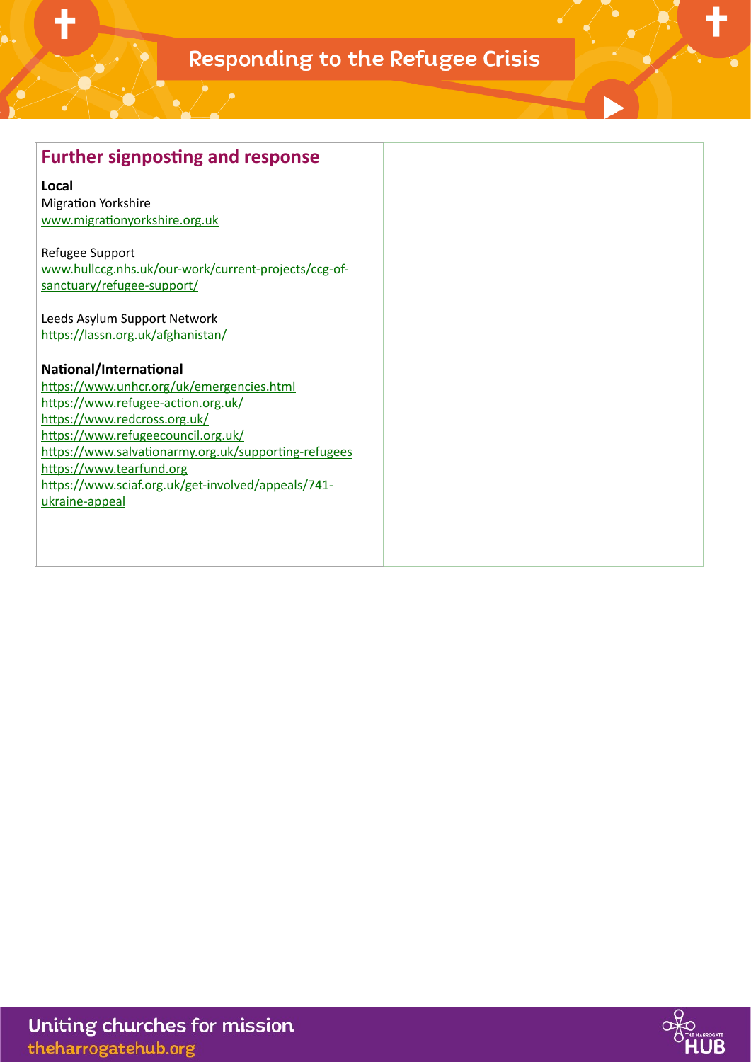## Further signposting and response

**Local**

Migration Yorkshire
www.migrationyorkshire.org.uk

Refugee Support
www.hullccg.nhs.uk/our-work/current-projects/ccg-of-sanctuary/refugee-support/

Leeds Asylum Support Network
https://lassn.org.uk/afghanistan/

**National/International**

https://www.unhcr.org/uk/emergencies.html
https://www.refugee-action.org.uk/
https://www.redcross.org.uk/
https://www.refugeecouncil.org.uk/
https://www.salvationarmy.org.uk/supporting-refugees
https://www.tearfund.org
https://www.sciaf.org.uk/get-involved/appeals/741-ukraine-appeal